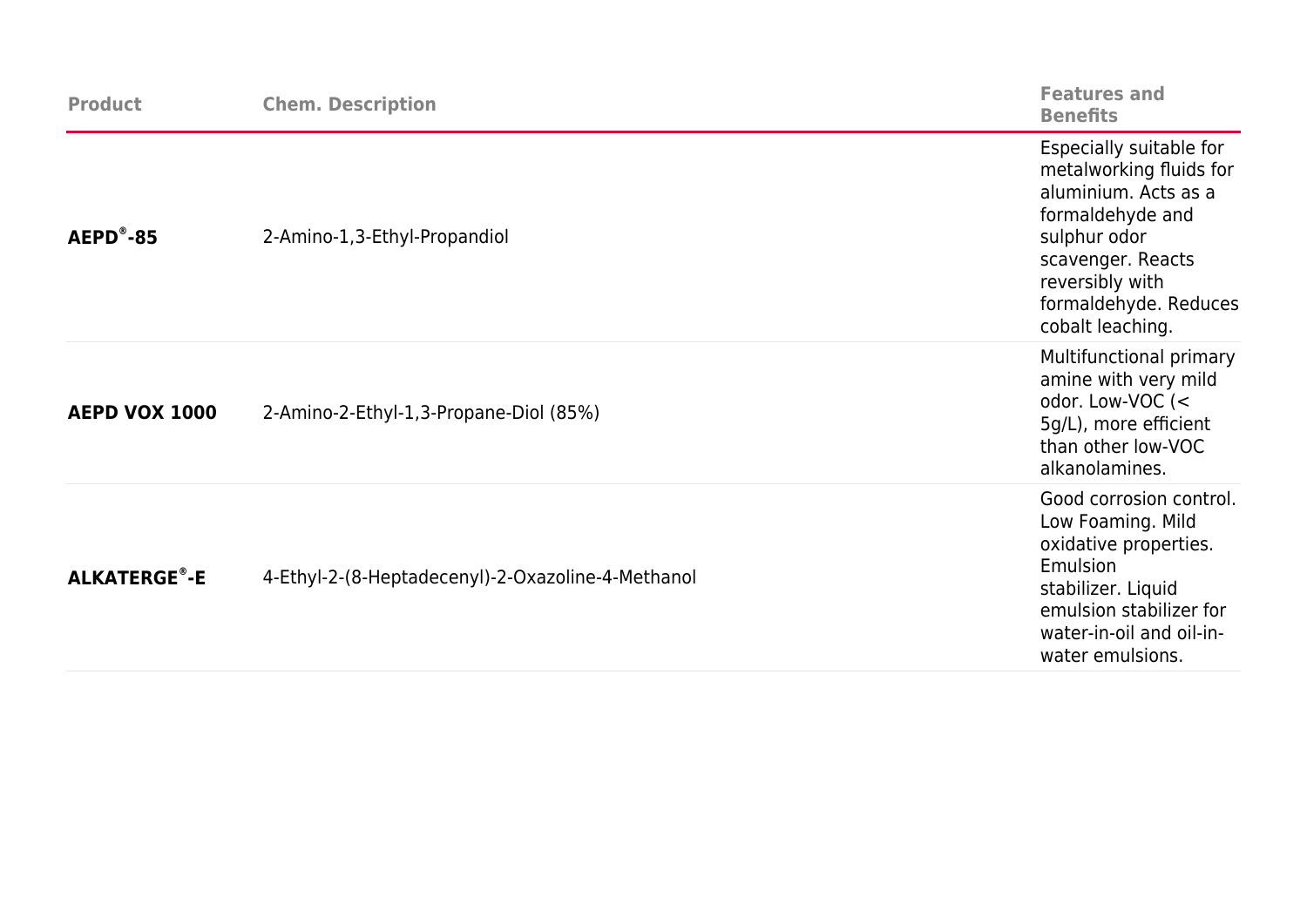| Product | Chem. Description | Features and Benefits |
| --- | --- | --- |
| **AEPD®-85** | 2-Amino-1,3-Ethyl-Propandiol | Especially suitable for metalworking fluids for aluminium. Acts as a formaldehyde and sulphur odor scavenger. Reacts reversibly with formaldehyde. Reduces cobalt leaching. |
| **AEPD VOX 1000** | 2-Amino-2-Ethyl-1,3-Propane-Diol (85%) | Multifunctional primary amine with very mild odor. Low-VOC (< 5g/L), more efficient than other low-VOC alkanolamines. |
| **ALKATERGE®-E** | 4-Ethyl-2-(8-Heptadecenyl)-2-Oxazoline-4-Methanol | Good corrosion control. Low Foaming. Mild oxidative properties. Emulsion stabilizer. Liquid emulsion stabilizer for water-in-oil and oil-in-water emulsions. |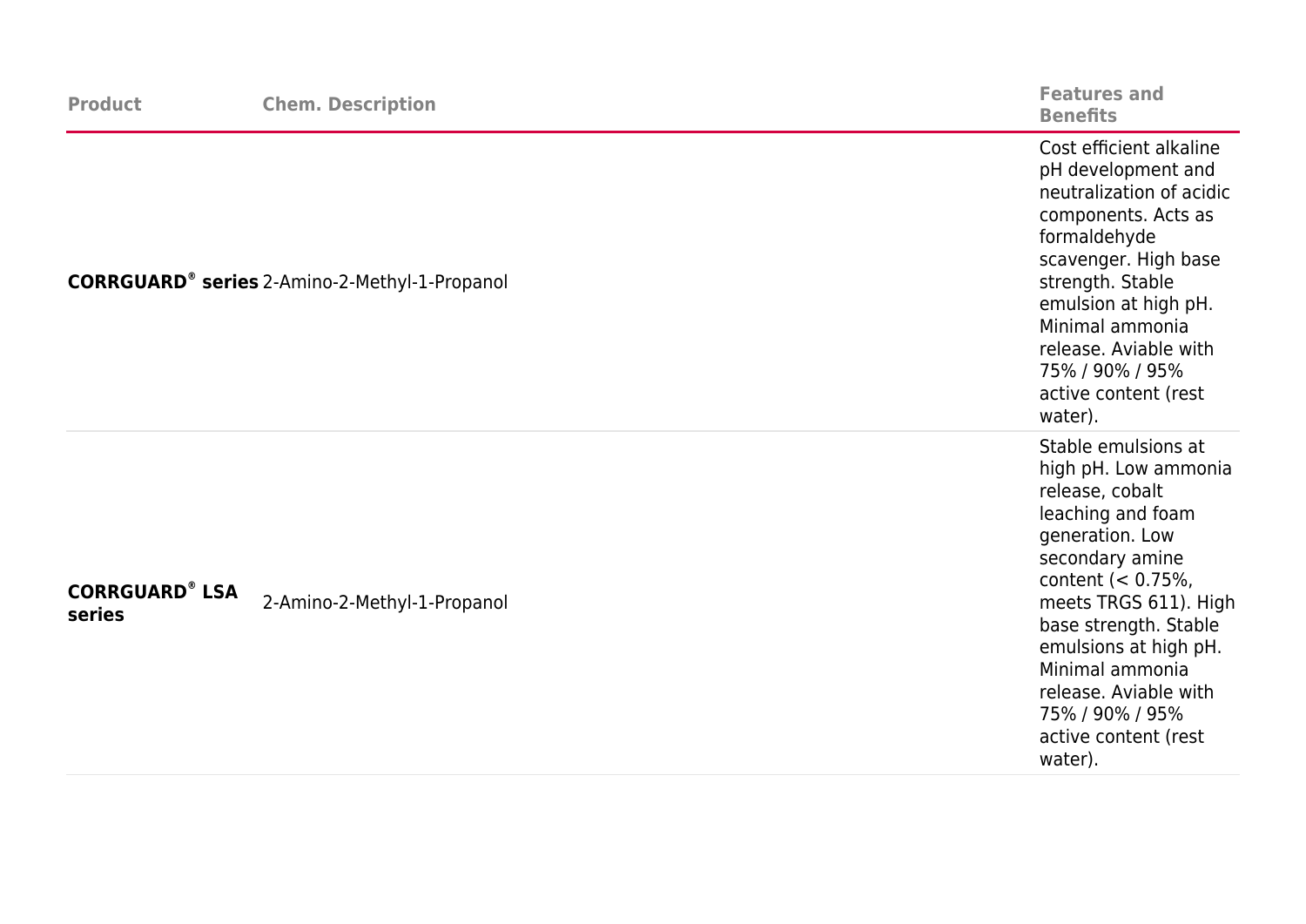| Product | Chem. Description | Features and Benefits |
|---|---|---|
| **CORRGUARD® series** | 2-Amino-2-Methyl-1-Propanol | Cost efficient alkaline pH development and neutralization of acidic components. Acts as formaldehyde scavenger. High base strength. Stable emulsion at high pH. Minimal ammonia release. Aviable with 75% / 90% / 95% active content (rest water). |
| **CORRGUARD® LSA series** | 2-Amino-2-Methyl-1-Propanol | Stable emulsions at high pH. Low ammonia release, cobalt leaching and foam generation. Low secondary amine content (< 0.75%, meets TRGS 611). High base strength. Stable emulsions at high pH. Minimal ammonia release. Aviable with 75% / 90% / 95% active content (rest water). |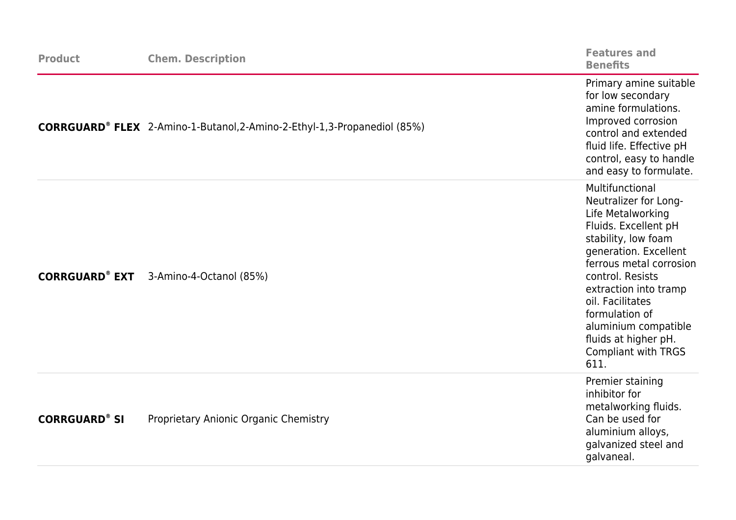| Product | Chem. Description | Features and Benefits |
|---|---|---|
| **CORRGUARD® FLEX** | 2-Amino-1-Butanol,2-Amino-2-Ethyl-1,3-Propanediol (85%) | Primary amine suitable for low secondary amine formulations. Improved corrosion control and extended fluid life. Effective pH control, easy to handle and easy to formulate. |
| **CORRGUARD® EXT** | 3-Amino-4-Octanol (85%) | Multifunctional Neutralizer for Long-Life Metalworking Fluids. Excellent pH stability, low foam generation. Excellent ferrous metal corrosion control. Resists extraction into tramp oil. Facilitates formulation of aluminium compatible fluids at higher pH. Compliant with TRGS 611. |
| **CORRGUARD® SI** | Proprietary Anionic Organic Chemistry | Premier staining inhibitor for metalworking fluids. Can be used for aluminium alloys, galvanized steel and galvaneal. |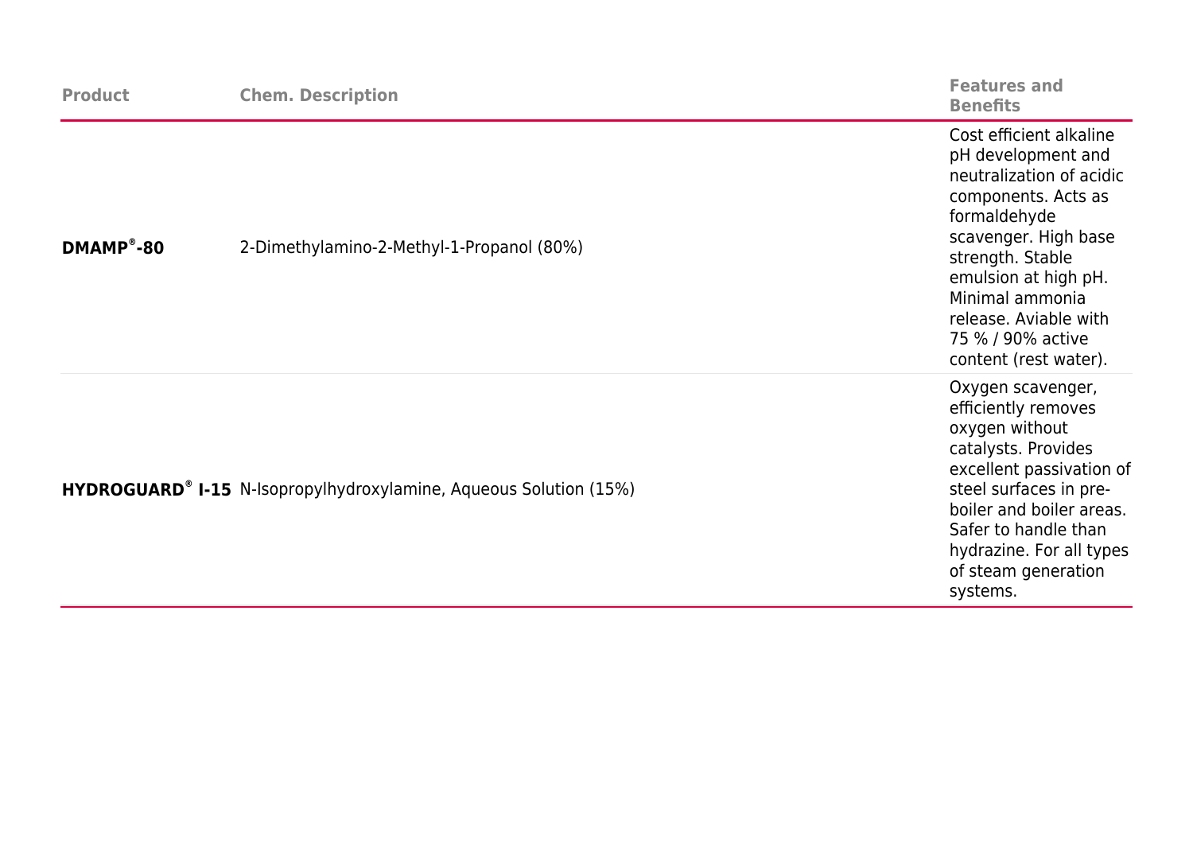| Product | Chem. Description | Features and Benefits |
|---|---|---|
| **DMAMP®-80** | 2-Dimethylamino-2-Methyl-1-Propanol (80%) | Cost efficient alkaline pH development and neutralization of acidic components. Acts as formaldehyde scavenger. High base strength. Stable emulsion at high pH. Minimal ammonia release. Aviable with 75 % / 90% active content (rest water). |
| **HYDROGUARD® I-15** | N-Isopropylhydroxylamine, Aqueous Solution (15%) | Oxygen scavenger, efficiently removes oxygen without catalysts. Provides excellent passivation of steel surfaces in pre-boiler and boiler areas. Safer to handle than hydrazine. For all types of steam generation systems. |